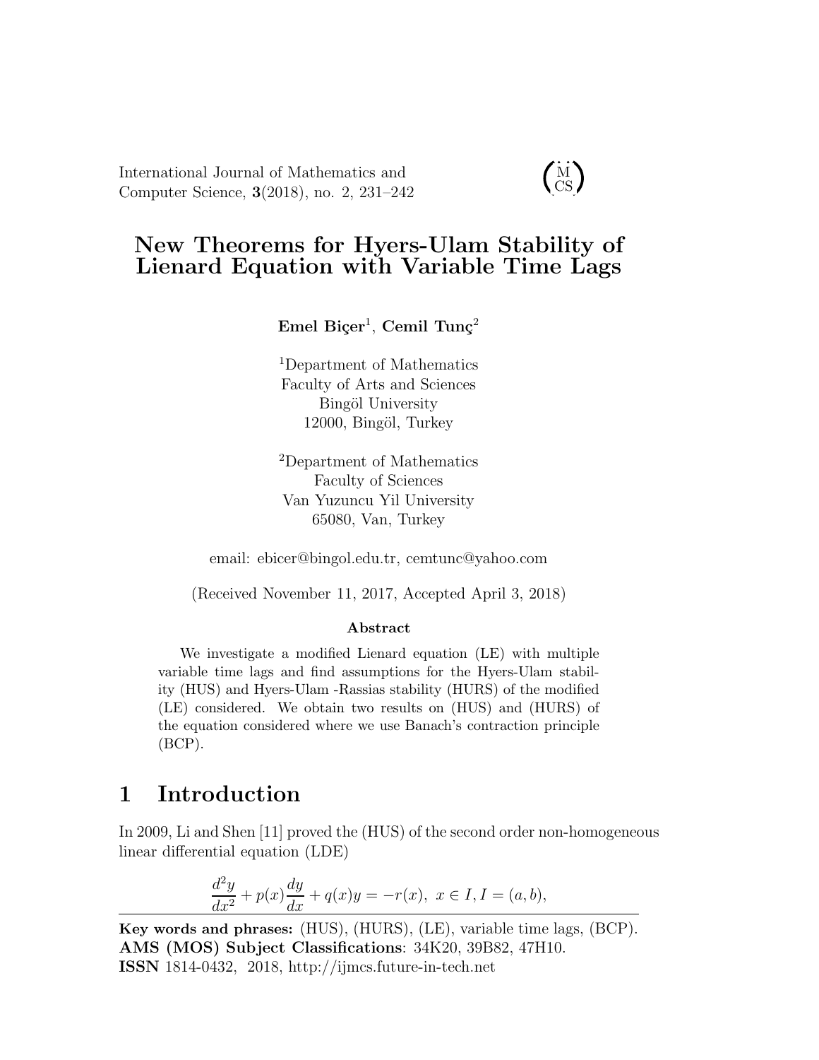# New Theorems for Hyers-Ulam Stability of Lienard Equation with Variable Time Lags

**Emel Biçer**[1], **Cemil Tunç**[2]

[1]Department of Mathematics
Faculty of Arts and Sciences
Bingöl University
12000, Bingöl, Turkey

[2]Department of Mathematics
Faculty of Sciences
Van Yuzuncu Yil University
65080, Van, Turkey

email: ebicer@bingol.edu.tr, cemtunc@yahoo.com

(Received November 11, 2017, Accepted April 3, 2018)

**Abstract**

We investigate a modified Lienard equation (LE) with multiple variable time lags and find assumptions for the Hyers-Ulam stability (HUS) and Hyers-Ulam -Rassias stability (HURS) of the modified (LE) considered. We obtain two results on (HUS) and (HURS) of the equation considered where we use Banach's contraction principle (BCP).

## 1 Introduction

In 2009, Li and Shen [11] proved the (HUS) of the second order non-homogeneous linear differential equation (LDE)

$$\frac{d^2y}{dx^2} + p(x)\frac{dy}{dx} + q(x)y = -r(x), \ x \in I, I = (a, b),$$

**Key words and phrases:** (HUS), (HURS), (LE), variable time lags, (BCP).
**AMS (MOS) Subject Classifications**: 34K20, 39B82, 47H10.
**ISSN** 1814-0432, 2018, http://ijmcs.future-in-tech.net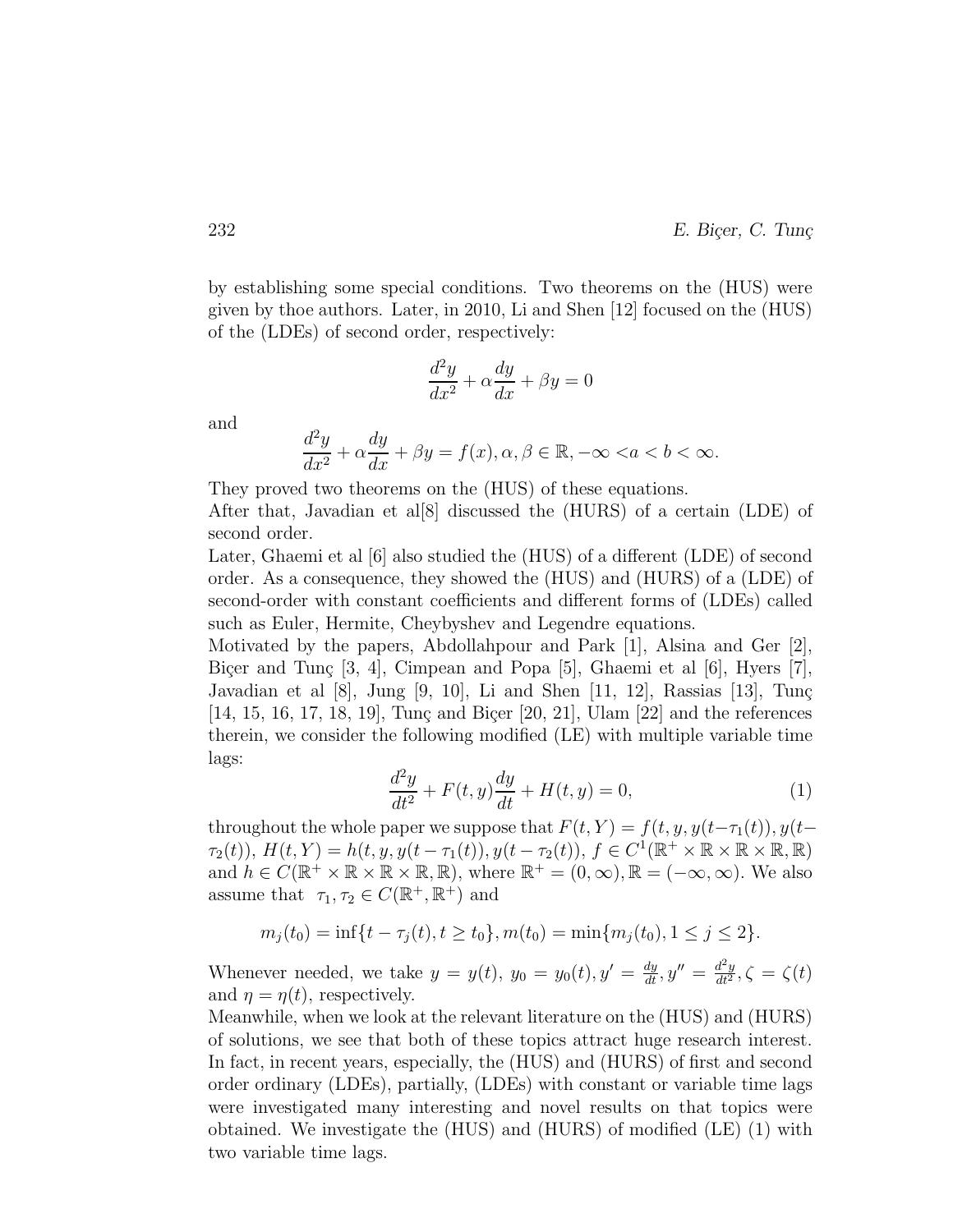by establishing some special conditions. Two theorems on the (HUS) were given by thoe authors. Later, in 2010, Li and Shen [12] focused on the (HUS) of the (LDEs) of second order, respectively:

$$\frac{d^2y}{dx^2} + \alpha\frac{dy}{dx} + \beta y = 0$$

and

$$\frac{d^2y}{dx^2} + \alpha\frac{dy}{dx} + \beta y = f(x), \alpha, \beta \in \mathbb{R}, -\infty < a < b < \infty.$$

They proved two theorems on the (HUS) of these equations.

After that, Javadian et al[8] discussed the (HURS) of a certain (LDE) of second order.

Later, Ghaemi et al [6] also studied the (HUS) of a different (LDE) of second order. As a consequence, they showed the (HUS) and (HURS) of a (LDE) of second-order with constant coefficients and different forms of (LDEs) called such as Euler, Hermite, Cheybyshev and Legendre equations.

Motivated by the papers, Abdollahpour and Park [1], Alsina and Ger [2], Biçer and Tunç [3, 4], Cimpean and Popa [5], Ghaemi et al [6], Hyers [7], Javadian et al [8], Jung [9, 10], Li and Shen [11, 12], Rassias [13], Tunç [14, 15, 16, 17, 18, 19], Tunç and Biçer [20, 21], Ulam [22] and the references therein, we consider the following modified (LE) with multiple variable time lags:

$$\frac{d^2y}{dt^2} + F(t,y)\frac{dy}{dt} + H(t,y) = 0, \tag{1}$$

throughout the whole paper we suppose that $F(t,Y) = f(t, y, y(t-\tau_1(t)), y(t-\tau_2(t))$, $H(t,Y) = h(t, y, y(t-\tau_1(t)), y(t-\tau_2(t))$, $f \in C^1(\mathbb{R}^+ \times \mathbb{R} \times \mathbb{R} \times \mathbb{R}, \mathbb{R})$ and $h \in C(\mathbb{R}^+ \times \mathbb{R} \times \mathbb{R} \times \mathbb{R}, \mathbb{R})$, where $\mathbb{R}^+ = (0, \infty), \mathbb{R} = (-\infty, \infty)$. We also assume that $\tau_1, \tau_2 \in C(\mathbb{R}^+, \mathbb{R}^+)$ and

$$m_j(t_0) = \inf\{t - \tau_j(t), t \geq t_0\}, m(t_0) = \min\{m_j(t_0), 1 \leq j \leq 2\}.$$

Whenever needed, we take $y = y(t)$, $y_0 = y_0(t), y' = \frac{dy}{dt}, y'' = \frac{d^2y}{dt^2}, \zeta = \zeta(t)$ and $\eta = \eta(t)$, respectively.

Meanwhile, when we look at the relevant literature on the (HUS) and (HURS) of solutions, we see that both of these topics attract huge research interest. In fact, in recent years, especially, the (HUS) and (HURS) of first and second order ordinary (LDEs), partially, (LDEs) with constant or variable time lags were investigated many interesting and novel results on that topics were obtained. We investigate the (HUS) and (HURS) of modified (LE) (1) with two variable time lags.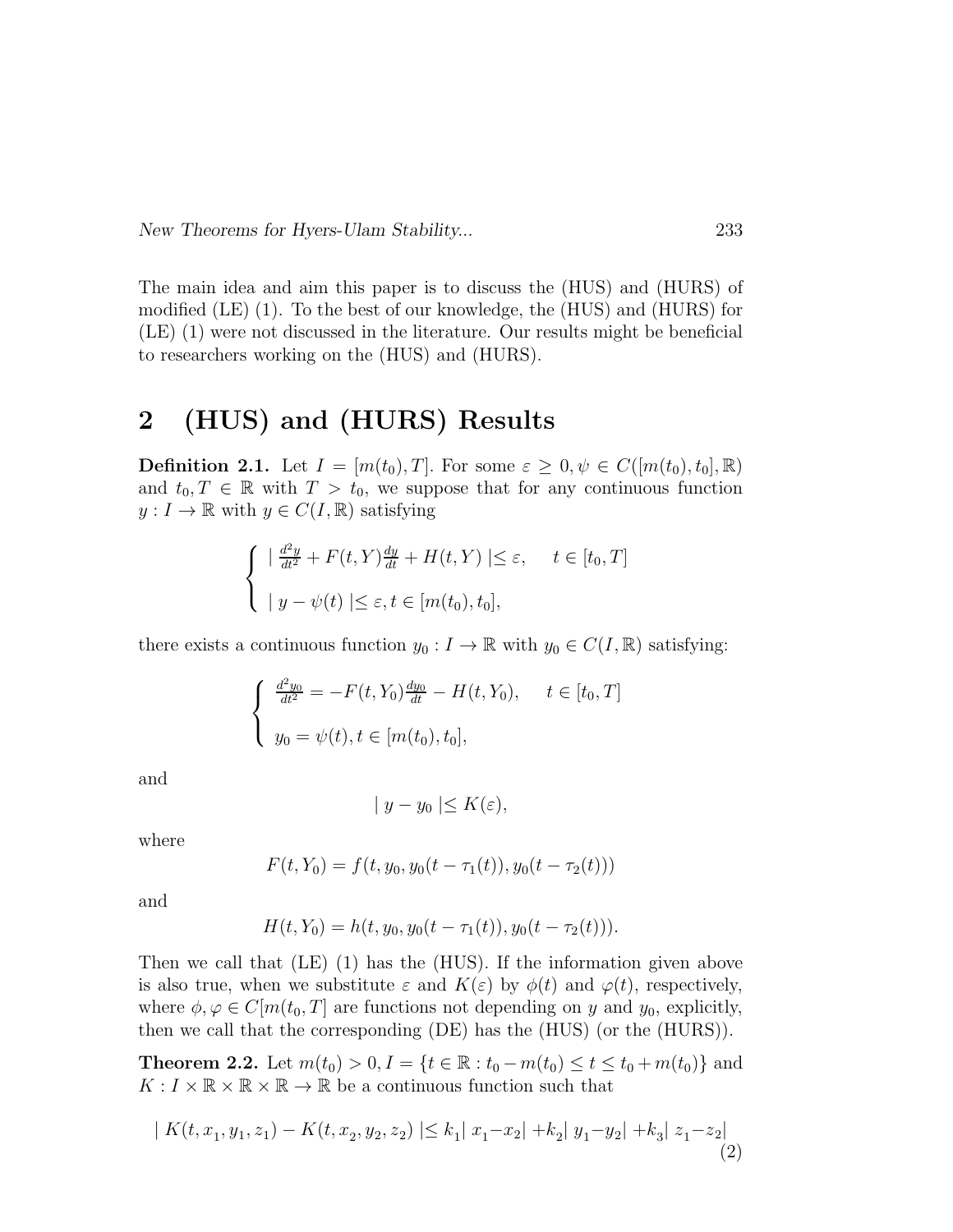The main idea and aim this paper is to discuss the (HUS) and (HURS) of modified (LE) (1). To the best of our knowledge, the (HUS) and (HURS) for (LE) (1) were not discussed in the literature. Our results might be beneficial to researchers working on the (HUS) and (HURS).

## 2 (HUS) and (HURS) Results

**Definition 2.1.** Let $I = [m(t_0), T]$. For some $\varepsilon \geq 0, \psi \in C([m(t_0), t_0], \mathbb{R})$ and $t_0, T \in \mathbb{R}$ with $T > t_0$, we suppose that for any continuous function $y : I \to \mathbb{R}$ with $y \in C(I, \mathbb{R})$ satisfying

$$\begin{cases} \mid \frac{d^2y}{dt^2} + F(t, Y)\frac{dy}{dt} + H(t, Y) \mid \leq \varepsilon, \quad t \in [t_0, T] \\ \\ \mid y - \psi(t) \mid \leq \varepsilon, t \in [m(t_0), t_0], \end{cases}$$

there exists a continuous function $y_0 : I \to \mathbb{R}$ with $y_0 \in C(I, \mathbb{R})$ satisfying:

$$\begin{cases} \frac{d^2y_0}{dt^2} = -F(t, Y_0)\frac{dy_0}{dt} - H(t, Y_0), \quad t \in [t_0, T] \\ \\ y_0 = \psi(t), t \in [m(t_0), t_0], \end{cases}$$

and

$$\mid y - y_0 \mid \leq K(\varepsilon),$$

where

$$F(t, Y_0) = f(t, y_0, y_0(t - \tau_1(t)), y_0(t - \tau_2(t)))$$

and

$$H(t, Y_0) = h(t, y_0, y_0(t - \tau_1(t)), y_0(t - \tau_2(t))).$$

Then we call that (LE) (1) has the (HUS). If the information given above is also true, when we substitute $\varepsilon$ and $K(\varepsilon)$ by $\phi(t)$ and $\varphi(t)$, respectively, where $\phi, \varphi \in C[m(t_0, T]$ are functions not depending on $y$ and $y_0$, explicitly, then we call that the corresponding (DE) has the (HUS) (or the (HURS)).

**Theorem 2.2.** Let $m(t_0) > 0, I = \{t \in \mathbb{R} : t_0 - m(t_0) \leq t \leq t_0 + m(t_0)\}$ and $K : I \times \mathbb{R} \times \mathbb{R} \times \mathbb{R} \to \mathbb{R}$ be a continuous function such that

$$\mid K(t, x_1, y_1, z_1) - K(t, x_2, y_2, z_2) \mid \leq k_1 \mid x_1 - x_2 \mid + k_2 \mid y_1 - y_2 \mid + k_3 \mid z_1 - z_2 \mid \tag{2}$$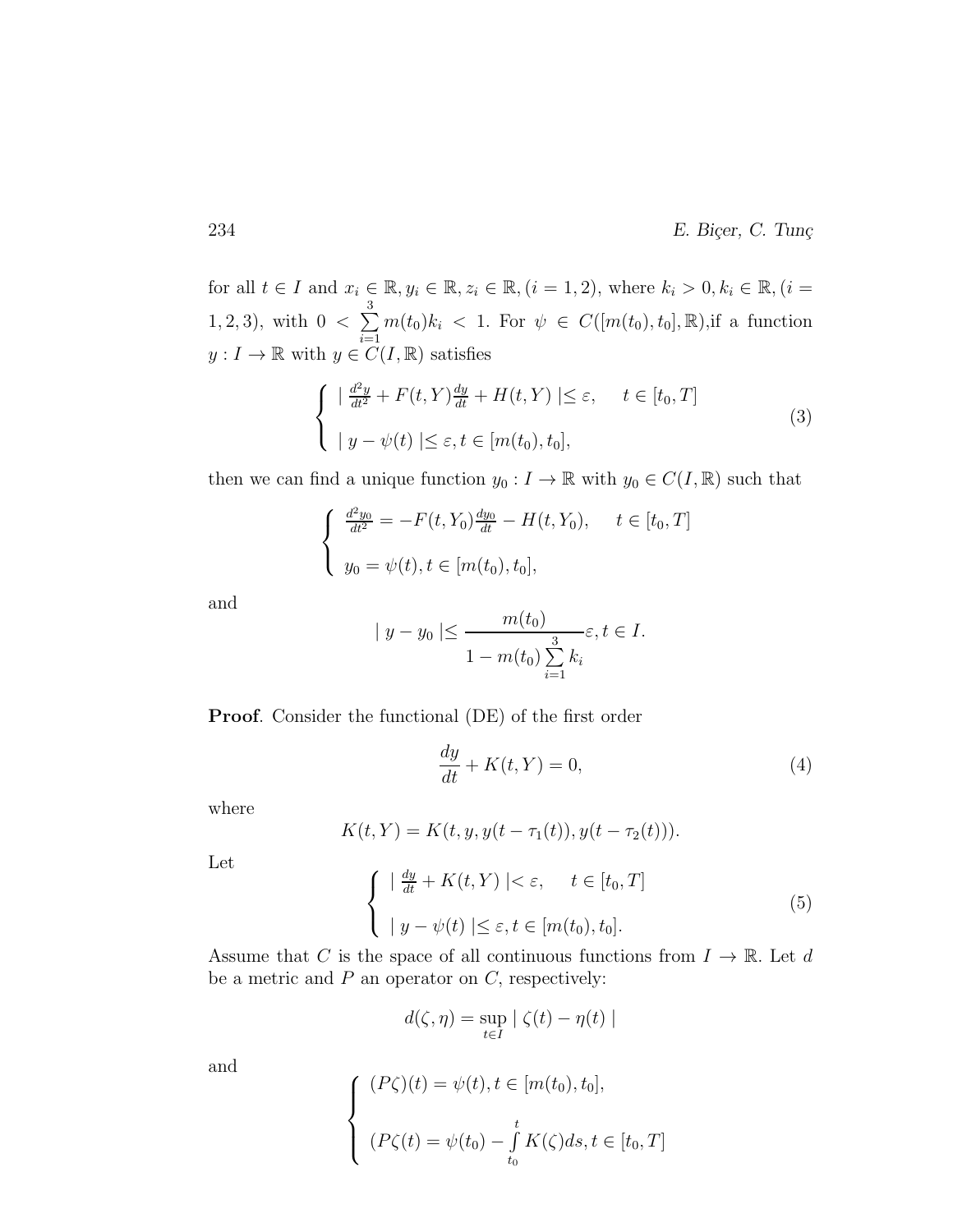for all $t \in I$ and $x_i \in \mathbb{R}, y_i \in \mathbb{R}, z_i \in \mathbb{R}, (i = 1, 2)$, where $k_i > 0, k_i \in \mathbb{R}, (i = 1, 2, 3)$, with $0 < \sum_{i=1}^{3} m(t_0)k_i < 1$. For $\psi \in C([m(t_0), t_0], \mathbb{R})$,if a function $y : I \to \mathbb{R}$ with $y \in C(I, \mathbb{R})$ satisfies

$$
\begin{cases}
\mid \frac{d^2y}{dt^2} + F(t, Y)\frac{dy}{dt} + H(t, Y) \mid \leq \varepsilon, & t \in [t_0, T] \\
\\
\mid y - \psi(t) \mid \leq \varepsilon, t \in [m(t_0), t_0],
\end{cases}
\tag{3}
$$

then we can find a unique function $y_0 : I \to \mathbb{R}$ with $y_0 \in C(I, \mathbb{R})$ such that

$$
\begin{cases}
\frac{d^2y_0}{dt^2} = -F(t, Y_0)\frac{dy_0}{dt} - H(t, Y_0), & t \in [t_0, T] \\
\\
y_0 = \psi(t), t \in [m(t_0), t_0],
\end{cases}
$$

and

$$
\mid y - y_0 \mid \leq \frac{m(t_0)}{1 - m(t_0) \sum_{i=1}^{3} k_i} \varepsilon, t \in I.
$$

**Proof**. Consider the functional (DE) of the first order

$$
\frac{dy}{dt} + K(t, Y) = 0,
\tag{4}
$$

where

$$
K(t, Y) = K(t, y, y(t - \tau_1(t)), y(t - \tau_2(t))).
$$

Let

$$
\begin{cases}
\mid \frac{dy}{dt} + K(t, Y) \mid < \varepsilon, & t \in [t_0, T] \\
\\
\mid y - \psi(t) \mid \leq \varepsilon, t \in [m(t_0), t_0].
\end{cases}
\tag{5}
$$

Assume that $C$ is the space of all continuous functions from $I \to \mathbb{R}$. Let $d$ be a metric and $P$ an operator on $C$, respectively:

$$
d(\zeta, \eta) = \sup_{t \in I} \mid \zeta(t) - \eta(t) \mid
$$

and

$$
\begin{cases}
(P\zeta)(t) = \psi(t), t \in [m(t_0), t_0], \\
\\
(P\zeta(t) = \psi(t_0) - \int_{t_0}^{t} K(\zeta)ds, t \in [t_0, T]
\end{cases}
$$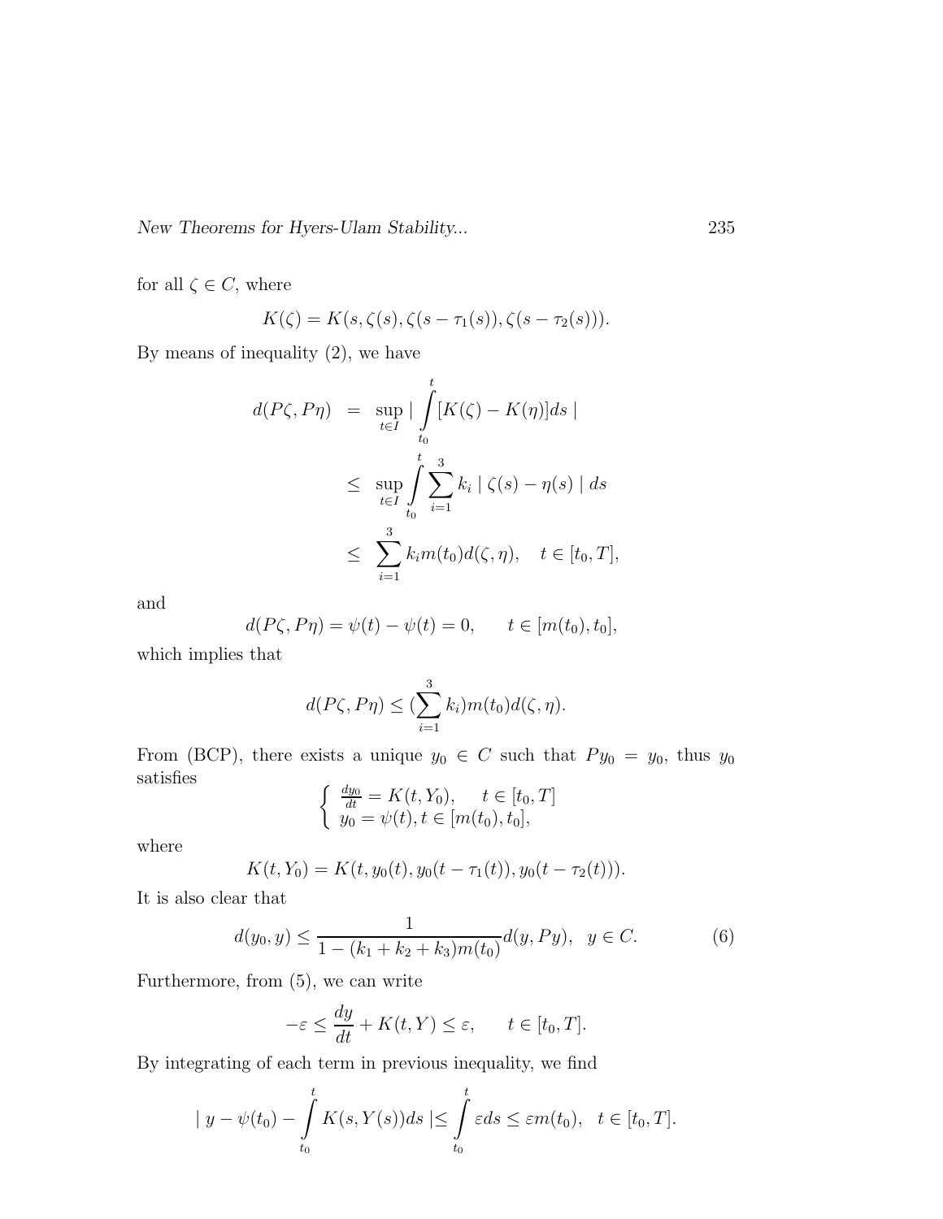for all $\zeta \in C$, where

$$K(\zeta) = K(s, \zeta(s), \zeta(s - \tau_1(s)), \zeta(s - \tau_2(s))).$$

By means of inequality (2), we have

$$\begin{aligned} d(P\zeta, P\eta) &= \sup_{t \in I} \mid \int_{t_0}^{t} [K(\zeta) - K(\eta)] ds \mid \\ &\leq \sup_{t \in I} \int_{t_0}^{t} \sum_{i=1}^{3} k_i \mid \zeta(s) - \eta(s) \mid ds \\ &\leq \sum_{i=1}^{3} k_i m(t_0) d(\zeta, \eta), \quad t \in [t_0, T], \end{aligned}$$

and

$$d(P\zeta, P\eta) = \psi(t) - \psi(t) = 0, \qquad t \in [m(t_0), t_0],$$

which implies that

$$d(P\zeta, P\eta) \leq (\sum_{i=1}^{3} k_i) m(t_0) d(\zeta, \eta).$$

From (BCP), there exists a unique $y_0 \in C$ such that $Py_0 = y_0$, thus $y_0$ satisfies

$$\begin{cases} \frac{dy_0}{dt} = K(t, Y_0), \quad t \in [t_0, T] \\ y_0 = \psi(t), t \in [m(t_0), t_0], \end{cases}$$

where

$$K(t, Y_0) = K(t, y_0(t), y_0(t - \tau_1(t)), y_0(t - \tau_2(t))).$$

It is also clear that

$$d(y_0, y) \leq \frac{1}{1 - (k_1 + k_2 + k_3) m(t_0)} d(y, Py), \quad y \in C. \tag{6}$$

Furthermore, from (5), we can write

$$-\varepsilon \leq \frac{dy}{dt} + K(t, Y) \leq \varepsilon, \qquad t \in [t_0, T].$$

By integrating of each term in previous inequality, we find

$$\mid y - \psi(t_0) - \int_{t_0}^{t} K(s, Y(s)) ds \mid \leq \int_{t_0}^{t} \varepsilon ds \leq \varepsilon m(t_0), \quad t \in [t_0, T].$$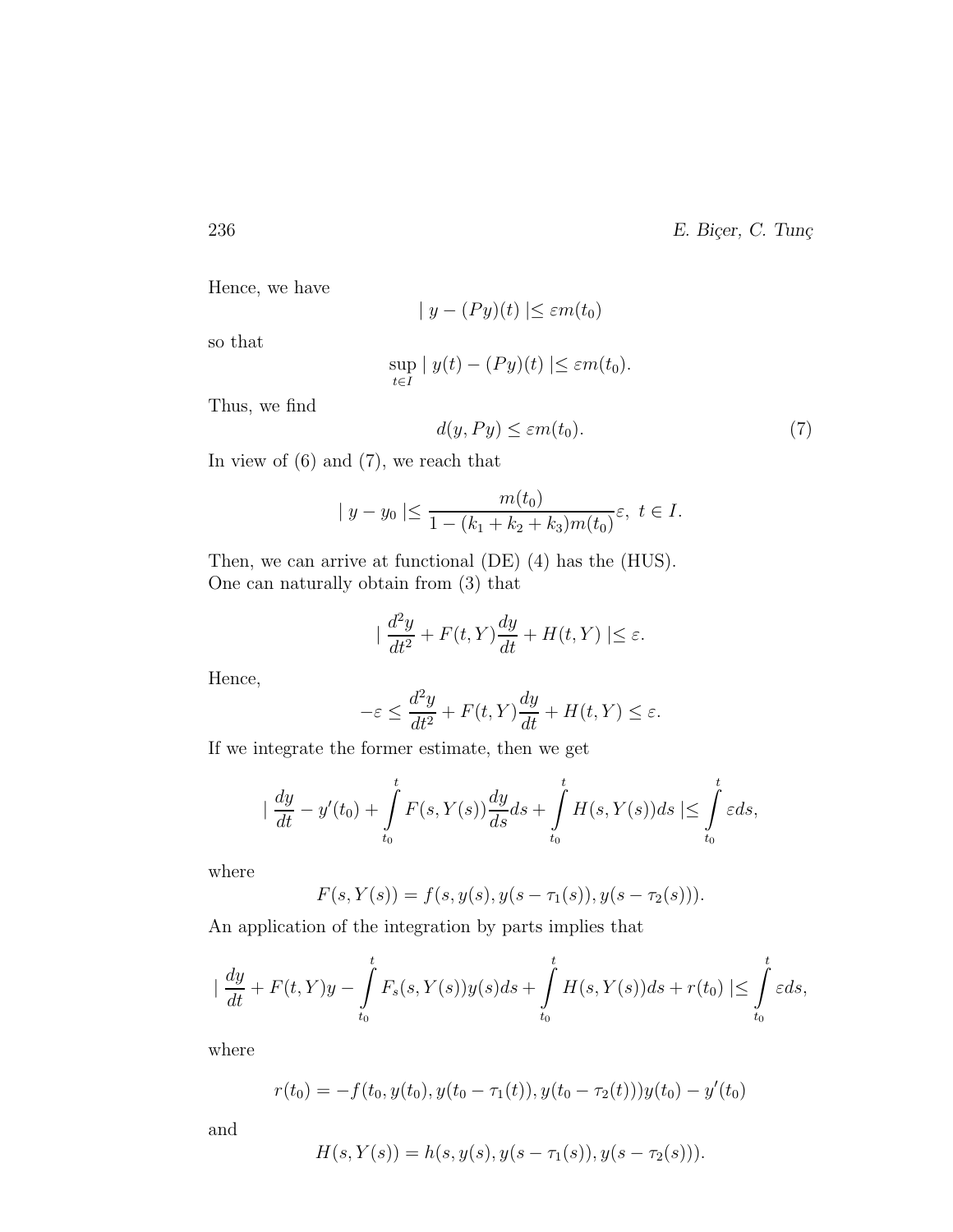Hence, we have

$$| \, y - (Py)(t) \, | \leq \varepsilon m(t_0)$$

so that

$$\sup_{t \in I} | \, y(t) - (Py)(t) \, | \leq \varepsilon m(t_0).$$

Thus, we find

$$d(y, Py) \leq \varepsilon m(t_0). \tag{7}$$

In view of (6) and (7), we reach that

$$| \, y - y_0 \, | \leq \frac{m(t_0)}{1 - (k_1 + k_2 + k_3) m(t_0)} \varepsilon, \ t \in I.$$

Then, we can arrive at functional (DE) (4) has the (HUS).
One can naturally obtain from (3) that

$$| \, \frac{d^2 y}{dt^2} + F(t, Y) \frac{dy}{dt} + H(t, Y) \, | \leq \varepsilon.$$

Hence,

$$-\varepsilon \leq \frac{d^2 y}{dt^2} + F(t, Y) \frac{dy}{dt} + H(t, Y) \leq \varepsilon.$$

If we integrate the former estimate, then we get

$$| \, \frac{dy}{dt} - y'(t_0) + \int_{t_0}^{t} F(s, Y(s)) \frac{dy}{ds} ds + \int_{t_0}^{t} H(s, Y(s)) ds \, | \leq \int_{t_0}^{t} \varepsilon ds,$$

where

$$F(s, Y(s)) = f(s, y(s), y(s - \tau_1(s)), y(s - \tau_2(s))).$$

An application of the integration by parts implies that

$$| \, \frac{dy}{dt} + F(t, Y) y - \int_{t_0}^{t} F_s(s, Y(s)) y(s) ds + \int_{t_0}^{t} H(s, Y(s)) ds + r(t_0) \, | \leq \int_{t_0}^{t} \varepsilon ds,$$

where

$$r(t_0) = -f(t_0, y(t_0), y(t_0 - \tau_1(t)), y(t_0 - \tau_2(t))) y(t_0) - y'(t_0)$$

and

$$H(s, Y(s)) = h(s, y(s), y(s - \tau_1(s)), y(s - \tau_2(s))).$$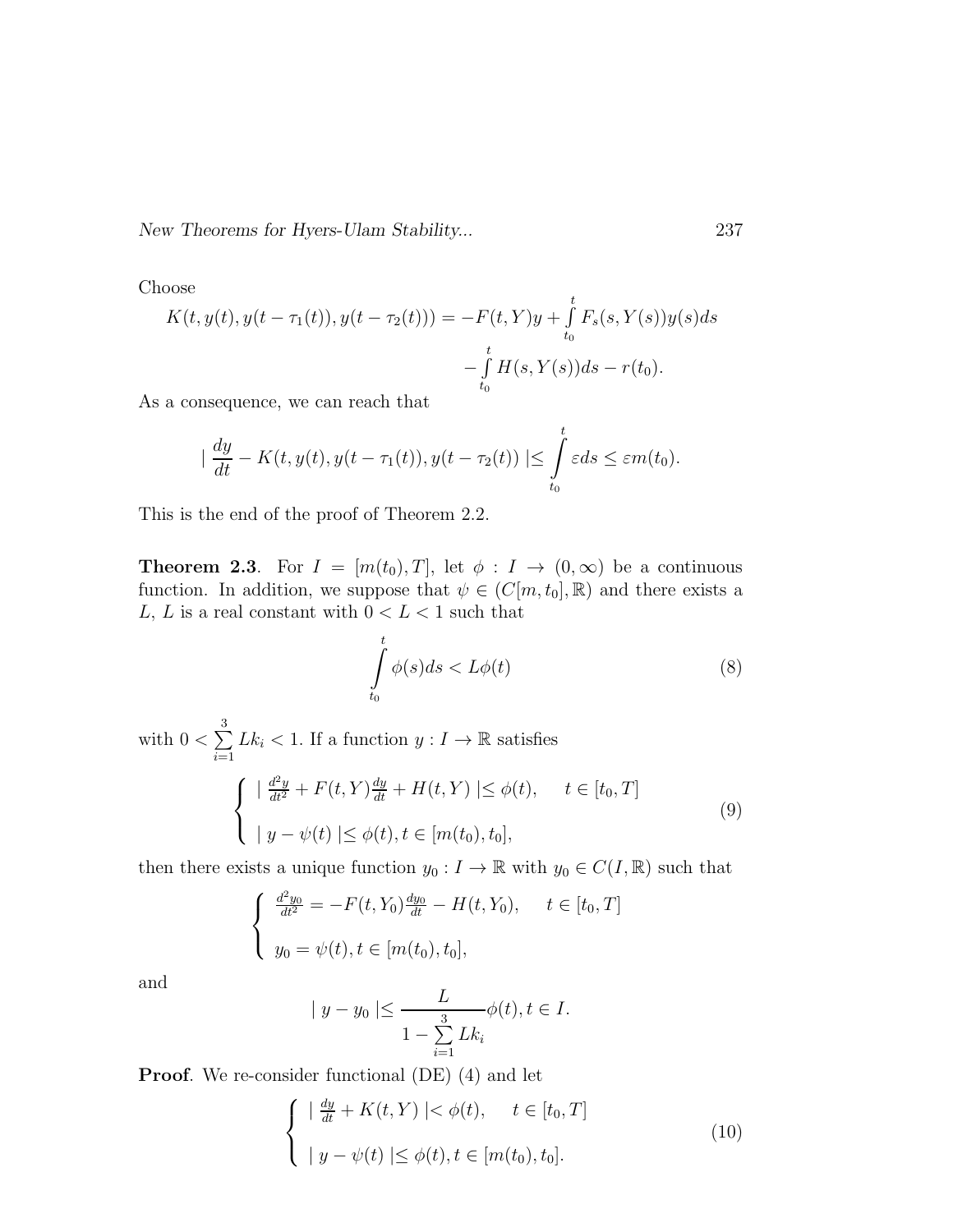Choose

$$K(t, y(t), y(t-\tau_1(t)), y(t-\tau_2(t))) = -F(t, Y)y + \int_{t_0}^{t} F_s(s, Y(s))y(s)ds$$
$$- \int_{t_0}^{t} H(s, Y(s))ds - r(t_0).$$

As a consequence, we can reach that

$$\left| \frac{dy}{dt} - K(t, y(t), y(t-\tau_1(t)), y(t-\tau_2(t)) \right| \leq \int_{t_0}^{t} \varepsilon ds \leq \varepsilon m(t_0).$$

This is the end of the proof of Theorem 2.2.

**Theorem 2.3**. For $I = [m(t_0), T]$, let $\phi : I \to (0, \infty)$ be a continuous function. In addition, we suppose that $\psi \in (C[m, t_0], \mathbb{R})$ and there exists a $L$, $L$ is a real constant with $0 < L < 1$ such that

$$\int_{t_0}^{t} \phi(s)ds < L\phi(t) \tag{8}$$

with $0 < \sum_{i=1}^{3} Lk_i < 1$. If a function $y : I \to \mathbb{R}$ satisfies

$$\begin{cases} \left| \frac{d^2y}{dt^2} + F(t, Y)\frac{dy}{dt} + H(t, Y) \right| \leq \phi(t), & t \in [t_0, T] \\ \\ | y - \psi(t) | \leq \phi(t), t \in [m(t_0), t_0], \end{cases} \tag{9}$$

then there exists a unique function $y_0 : I \to \mathbb{R}$ with $y_0 \in C(I, \mathbb{R})$ such that

$$\begin{cases} \frac{d^2y_0}{dt^2} = -F(t, Y_0)\frac{dy_0}{dt} - H(t, Y_0), & t \in [t_0, T] \\ \\ y_0 = \psi(t), t \in [m(t_0), t_0], \end{cases}$$

and

$$| y - y_0 | \leq \frac{L}{1 - \sum_{i=1}^{3} Lk_i}\phi(t), t \in I.$$

**Proof**. We re-consider functional (DE) (4) and let

$$\begin{cases} \left| \frac{dy}{dt} + K(t, Y) \right| < \phi(t), & t \in [t_0, T] \\ \\ | y - \psi(t) | \leq \phi(t), t \in [m(t_0), t_0]. \end{cases} \tag{10}$$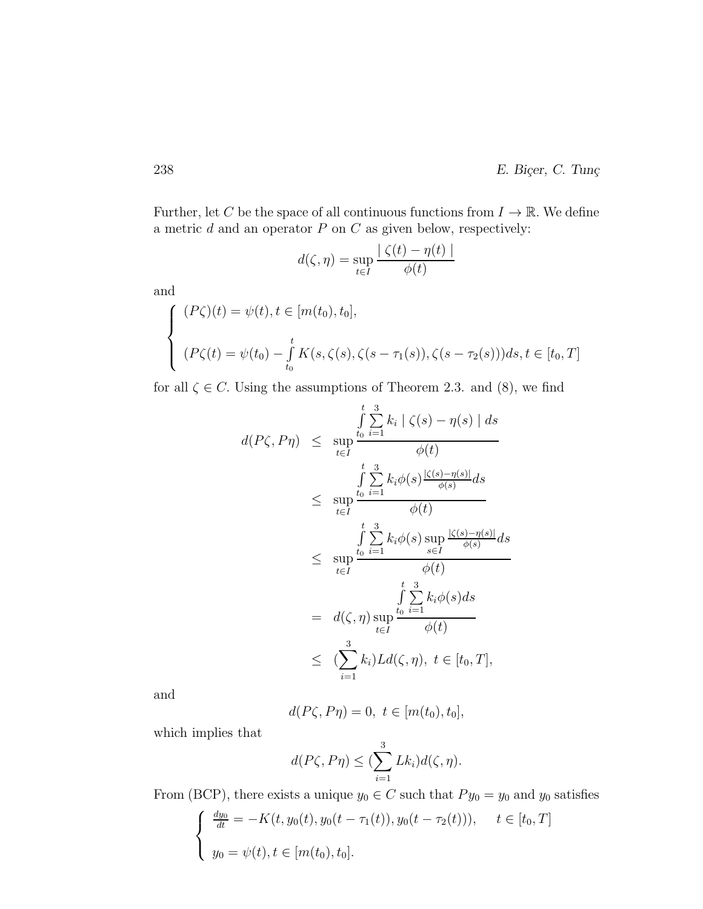Further, let $C$ be the space of all continuous functions from $I \to \mathbb{R}$. We define a metric $d$ and an operator $P$ on $C$ as given below, respectively:

$$d(\zeta, \eta) = \sup_{t \in I} \frac{| \zeta(t) - \eta(t) |}{\phi(t)}$$

and

$$\begin{cases} (P\zeta)(t) = \psi(t), t \in [m(t_0), t_0], \\ \\ (P\zeta(t) = \psi(t_0) - \int\limits_{t_0}^{t} K(s, \zeta(s), \zeta(s - \tau_1(s)), \zeta(s - \tau_2(s)))ds, t \in [t_0, T] \end{cases}$$

for all $\zeta \in C$. Using the assumptions of Theorem 2.3. and (8), we find

$$\begin{aligned} d(P\zeta, P\eta) &\leq \sup_{t \in I} \frac{\int\limits_{t_0}^{t} \sum\limits_{i=1}^{3} k_i \mid \zeta(s) - \eta(s) \mid ds}{\phi(t)} \\ &\leq \sup_{t \in I} \frac{\int\limits_{t_0}^{t} \sum\limits_{i=1}^{3} k_i \phi(s) \frac{|\zeta(s) - \eta(s)|}{\phi(s)} ds}{\phi(t)} \\ &\leq \sup_{t \in I} \frac{\int\limits_{t_0}^{t} \sum\limits_{i=1}^{3} k_i \phi(s) \sup\limits_{s \in I} \frac{|\zeta(s) - \eta(s)|}{\phi(s)} ds}{\phi(t)} \\ &= d(\zeta, \eta) \sup_{t \in I} \frac{\int\limits_{t_0}^{t} \sum\limits_{i=1}^{3} k_i \phi(s) ds}{\phi(t)} \\ &\leq (\sum_{i=1}^{3} k_i) L d(\zeta, \eta), \ t \in [t_0, T], \end{aligned}$$

and

$$d(P\zeta, P\eta) = 0, \ t \in [m(t_0), t_0],$$

which implies that

$$d(P\zeta, P\eta) \leq (\sum_{i=1}^{3} L k_i) d(\zeta, \eta).$$

From (BCP), there exists a unique $y_0 \in C$ such that $Py_0 = y_0$ and $y_0$ satisfies

$$\begin{cases} \frac{dy_0}{dt} = -K(t, y_0(t), y_0(t - \tau_1(t)), y_0(t - \tau_2(t))), \quad t \in [t_0, T] \\ \\ y_0 = \psi(t), t \in [m(t_0), t_0]. \end{cases}$$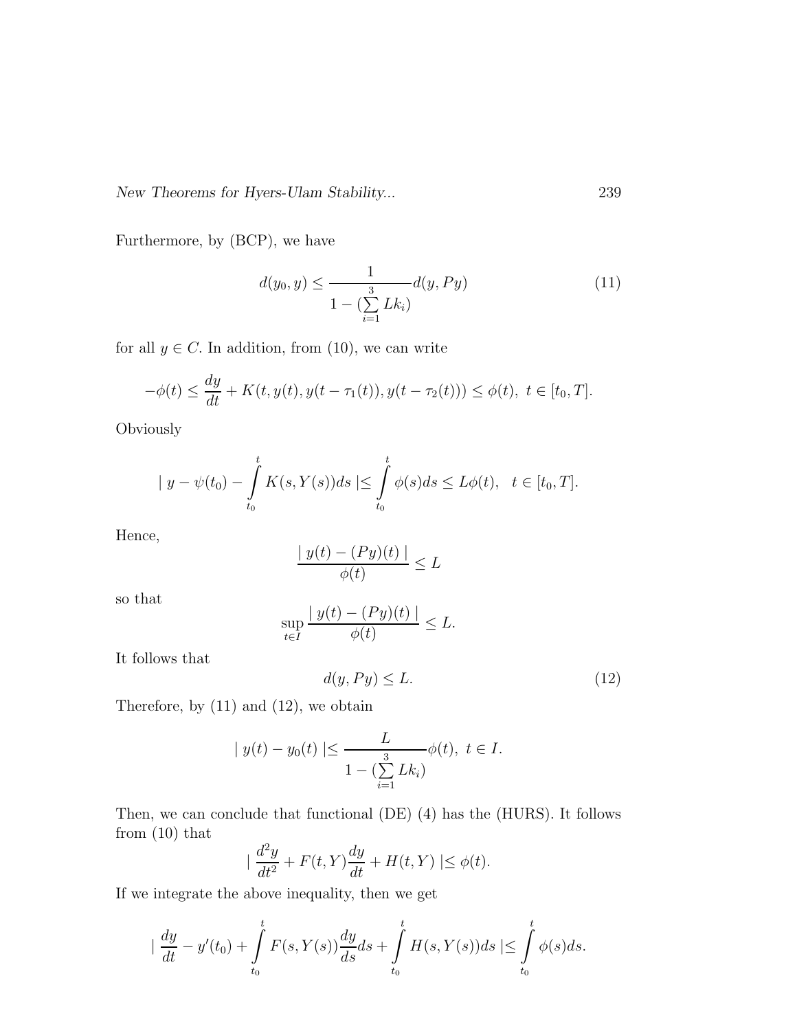Furthermore, by (BCP), we have

$$d(y_0, y) \leq \frac{1}{1 - (\sum\limits_{i=1}^{3} Lk_i)} d(y, Py) \tag{11}$$

for all $y \in C$. In addition, from (10), we can write

$$-\phi(t) \leq \frac{dy}{dt} + K(t, y(t), y(t - \tau_1(t)), y(t - \tau_2(t))) \leq \phi(t), \ t \in [t_0, T].$$

Obviously

$$| \ y - \psi(t_0) - \int\limits_{t_0}^{t} K(s, Y(s)) ds \ | \leq \int\limits_{t_0}^{t} \phi(s) ds \leq L\phi(t), \quad t \in [t_0, T].$$

Hence,

$$\frac{| \ y(t) - (Py)(t) \ |}{\phi(t)} \leq L$$

so that

$$\sup_{t \in I} \frac{| \ y(t) - (Py)(t) \ |}{\phi(t)} \leq L.$$

It follows that

$$d(y, Py) \leq L. \tag{12}$$

Therefore, by (11) and (12), we obtain

$$| \ y(t) - y_0(t) \ | \leq \frac{L}{1 - (\sum\limits_{i=1}^{3} Lk_i)} \phi(t), \ t \in I.$$

Then, we can conclude that functional (DE) (4) has the (HURS). It follows from (10) that

$$| \ \frac{d^2y}{dt^2} + F(t, Y)\frac{dy}{dt} + H(t, Y) \ | \leq \phi(t).$$

If we integrate the above inequality, then we get

$$| \ \frac{dy}{dt} - y'(t_0) + \int\limits_{t_0}^{t} F(s, Y(s)) \frac{dy}{ds} ds + \int\limits_{t_0}^{t} H(s, Y(s)) ds \ | \leq \int\limits_{t_0}^{t} \phi(s) ds.$$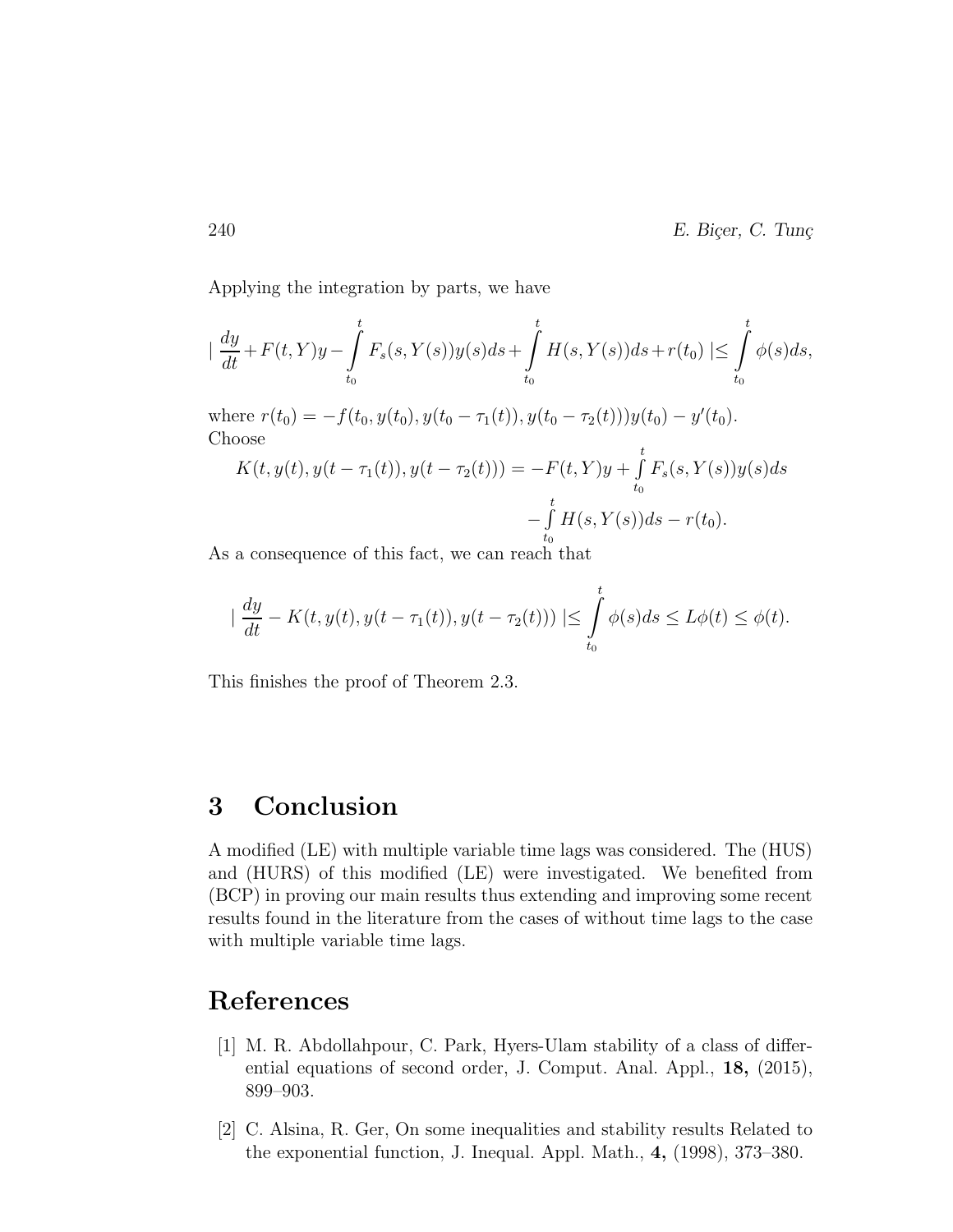Applying the integration by parts, we have

$$\mid \frac{dy}{dt}+F(t,Y)y-\int_{t_0}^{t} F_s(s,Y(s))y(s)ds+\int_{t_0}^{t} H(s,Y(s))ds+r(t_0) \mid\leq \int_{t_0}^{t} \phi(s)ds,$$

where $r(t_0) = -f(t_0, y(t_0), y(t_0-\tau_1(t)), y(t_0-\tau_2(t)))y(t_0) - y'(t_0)$.
Choose

$$K(t,y(t),y(t-\tau_1(t)),y(t-\tau_2(t))) = -F(t,Y)y + \int_{t_0}^{t} F_s(s,Y(s))y(s)ds - \int_{t_0}^{t} H(s,Y(s))ds - r(t_0).$$

As a consequence of this fact, we can reach that

$$\mid \frac{dy}{dt} - K(t,y(t),y(t-\tau_1(t)),y(t-\tau_2(t))) \mid\leq \int_{t_0}^{t} \phi(s)ds \leq L\phi(t) \leq \phi(t).$$

This finishes the proof of Theorem 2.3.

## 3 Conclusion

A modified (LE) with multiple variable time lags was considered. The (HUS) and (HURS) of this modified (LE) were investigated. We benefited from (BCP) in proving our main results thus extending and improving some recent results found in the literature from the cases of without time lags to the case with multiple variable time lags.

## References

[1] M. R. Abdollahpour, C. Park, Hyers-Ulam stability of a class of differential equations of second order, J. Comput. Anal. Appl., **18,** (2015), 899–903.

[2] C. Alsina, R. Ger, On some inequalities and stability results Related to the exponential function, J. Inequal. Appl. Math., **4,** (1998), 373–380.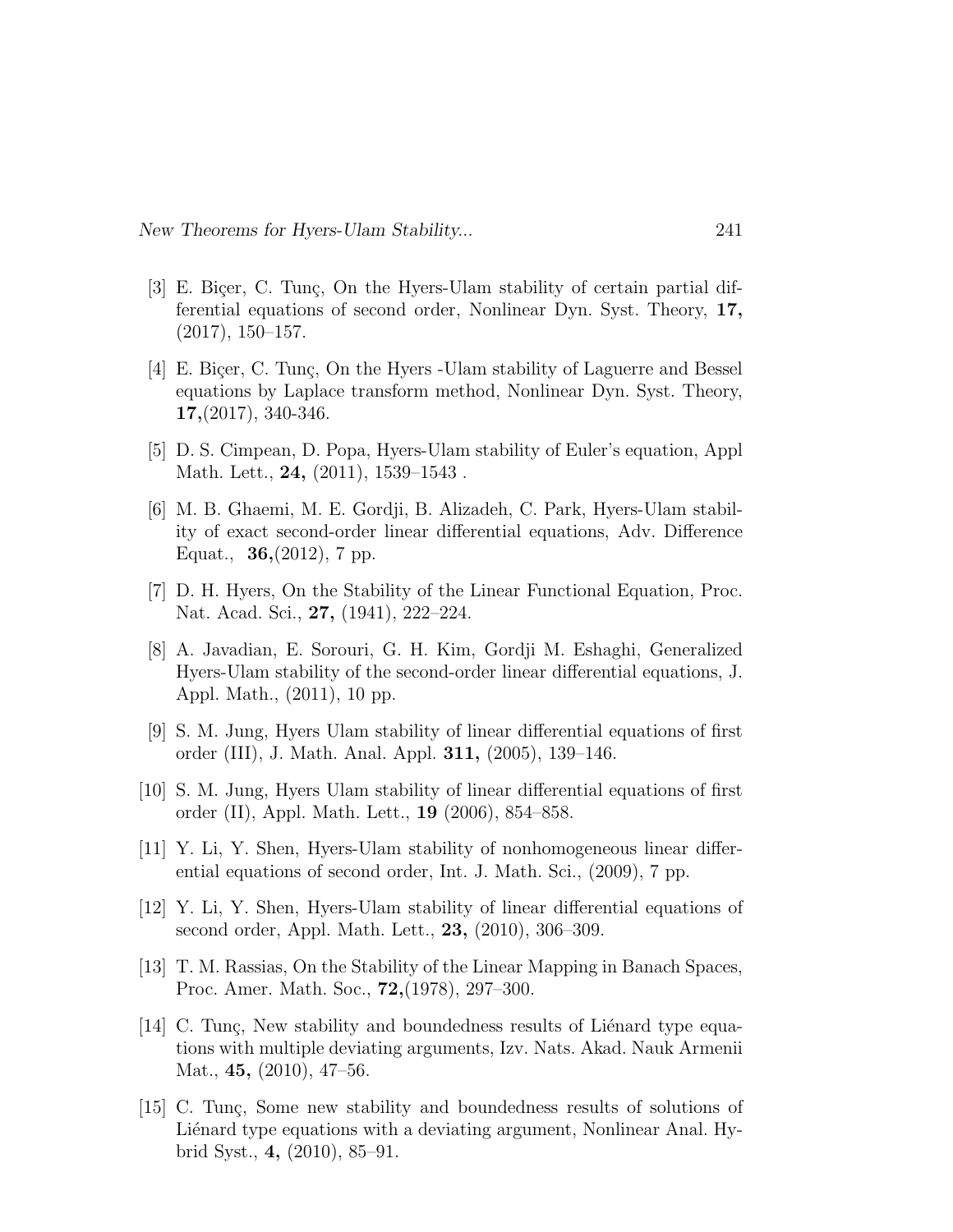[3] E. Biçer, C. Tunç, On the Hyers-Ulam stability of certain partial differential equations of second order, Nonlinear Dyn. Syst. Theory, **17,** (2017), 150–157.

[4] E. Biçer, C. Tunç, On the Hyers -Ulam stability of Laguerre and Bessel equations by Laplace transform method, Nonlinear Dyn. Syst. Theory, **17,**(2017), 340-346.

[5] D. S. Cimpean, D. Popa, Hyers-Ulam stability of Euler's equation, Appl Math. Lett., **24,** (2011), 1539–1543 .

[6] M. B. Ghaemi, M. E. Gordji, B. Alizadeh, C. Park, Hyers-Ulam stability of exact second-order linear differential equations, Adv. Difference Equat., **36,**(2012), 7 pp.

[7] D. H. Hyers, On the Stability of the Linear Functional Equation, Proc. Nat. Acad. Sci., **27,** (1941), 222–224.

[8] A. Javadian, E. Sorouri, G. H. Kim, Gordji M. Eshaghi, Generalized Hyers-Ulam stability of the second-order linear differential equations, J. Appl. Math., (2011), 10 pp.

[9] S. M. Jung, Hyers Ulam stability of linear differential equations of first order (III), J. Math. Anal. Appl. **311,** (2005), 139–146.

[10] S. M. Jung, Hyers Ulam stability of linear differential equations of first order (II), Appl. Math. Lett., **19** (2006), 854–858.

[11] Y. Li, Y. Shen, Hyers-Ulam stability of nonhomogeneous linear differential equations of second order, Int. J. Math. Sci., (2009), 7 pp.

[12] Y. Li, Y. Shen, Hyers-Ulam stability of linear differential equations of second order, Appl. Math. Lett., **23,** (2010), 306–309.

[13] T. M. Rassias, On the Stability of the Linear Mapping in Banach Spaces, Proc. Amer. Math. Soc., **72,**(1978), 297–300.

[14] C. Tunç, New stability and boundedness results of Liénard type equations with multiple deviating arguments, Izv. Nats. Akad. Nauk Armenii Mat., **45,** (2010), 47–56.

[15] C. Tunç, Some new stability and boundedness results of solutions of Liénard type equations with a deviating argument, Nonlinear Anal. Hybrid Syst., **4,** (2010), 85–91.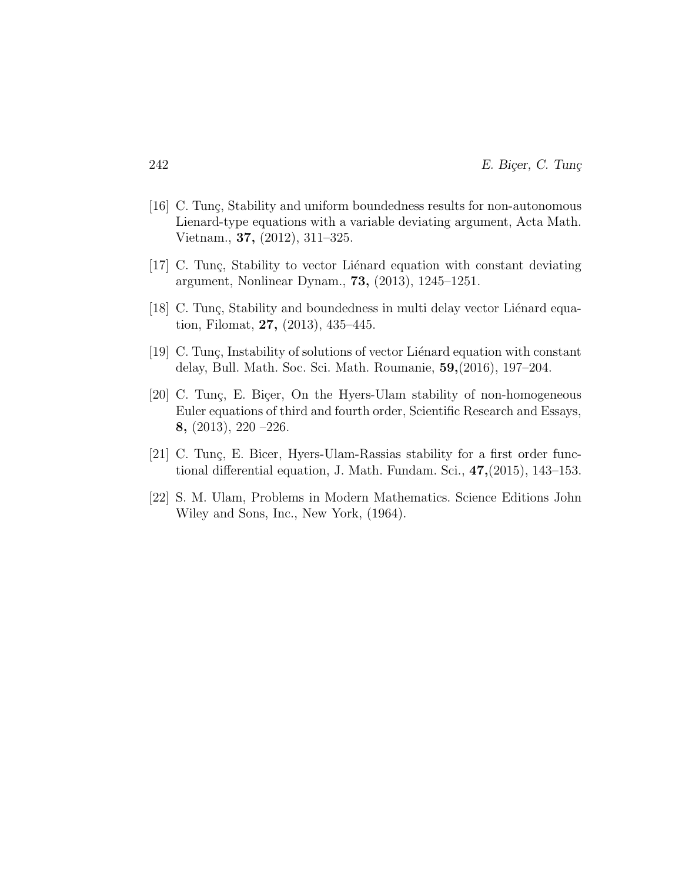[16] C. Tunç, Stability and uniform boundedness results for non-autonomous Lienard-type equations with a variable deviating argument, Acta Math. Vietnam., **37,** (2012), 311–325.

[17] C. Tunç, Stability to vector Liénard equation with constant deviating argument, Nonlinear Dynam., **73,** (2013), 1245–1251.

[18] C. Tunç, Stability and boundedness in multi delay vector Liénard equation, Filomat, **27,** (2013), 435–445.

[19] C. Tunç, Instability of solutions of vector Liénard equation with constant delay, Bull. Math. Soc. Sci. Math. Roumanie, **59,**(2016), 197–204.

[20] C. Tunç, E. Biçer, On the Hyers-Ulam stability of non-homogeneous Euler equations of third and fourth order, Scientific Research and Essays, **8,** (2013), 220 –226.

[21] C. Tunç, E. Bicer, Hyers-Ulam-Rassias stability for a first order functional differential equation, J. Math. Fundam. Sci., **47,**(2015), 143–153.

[22] S. M. Ulam, Problems in Modern Mathematics. Science Editions John Wiley and Sons, Inc., New York, (1964).